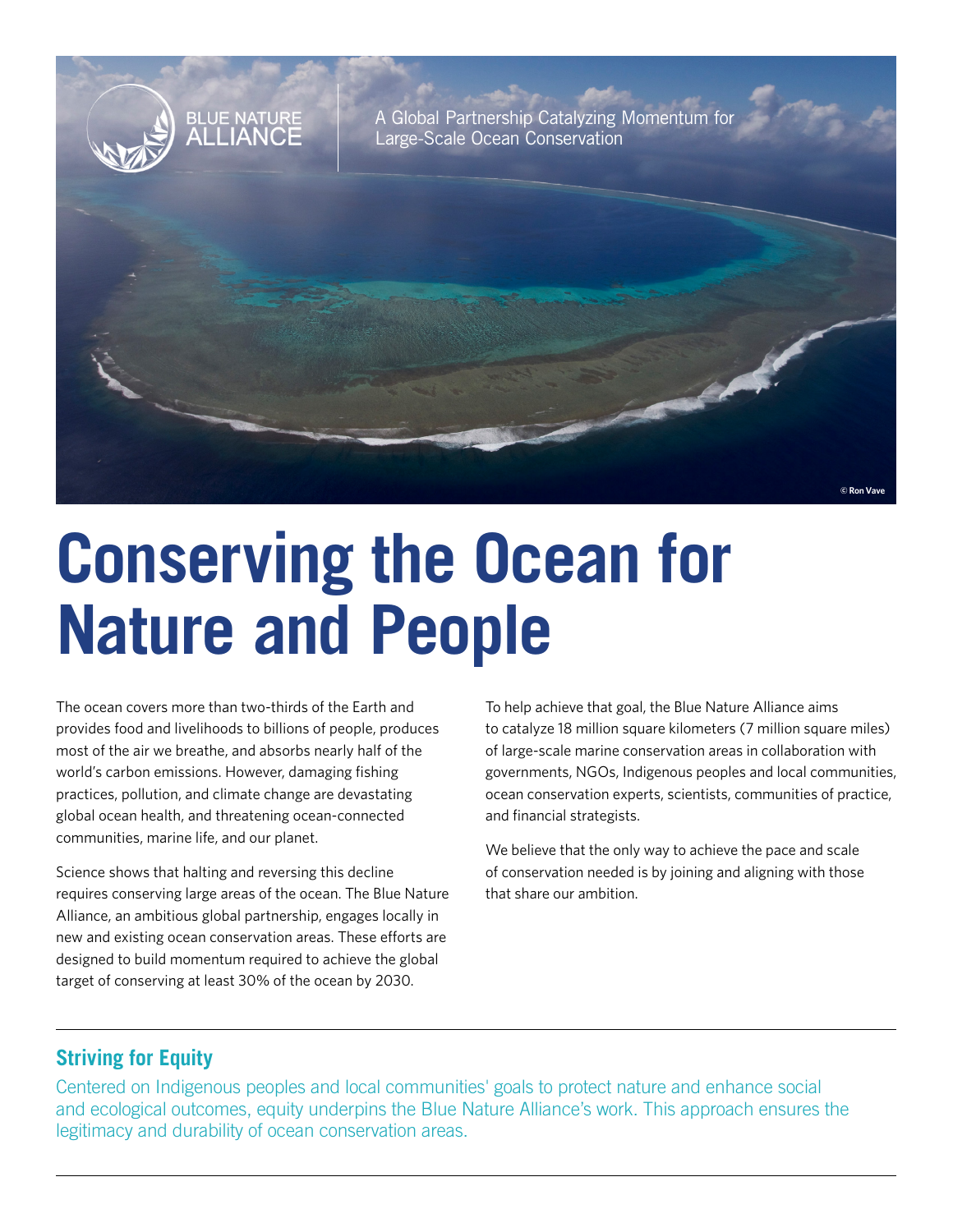BLUE NATURE ALLIANCE

A Global Partnership Catalyzing Momentum for Large-Scale Ocean Conservation

© Ron Vave

# Conserving the Ocean for Nature and People

The ocean covers more than two-thirds of the Earth and provides food and livelihoods to billions of people, produces most of the air we breathe, and absorbs nearly half of the world's carbon emissions. However, damaging fishing practices, pollution, and climate change are devastating global ocean health, and threatening ocean-connected communities, marine life, and our planet.

Science shows that halting and reversing this decline requires conserving large areas of the ocean. The Blue Nature Alliance, an ambitious global partnership, engages locally in new and existing ocean conservation areas. These efforts are designed to build momentum required to achieve the global target of conserving at least 30% of the ocean by 2030.

To help achieve that goal, the Blue Nature Alliance aims to catalyze 18 million square kilometers (7 million square miles) of large-scale marine conservation areas in collaboration with governments, NGOs, Indigenous peoples and local communities, ocean conservation experts, scientists, communities of practice, and financial strategists.

We believe that the only way to achieve the pace and scale of conservation needed is by joining and aligning with those that share our ambition.

## Striving for Equity

Centered on Indigenous peoples and local communities' goals to protect nature and enhance social and ecological outcomes, equity underpins the Blue Nature Alliance's work. This approach ensures the legitimacy and durability of ocean conservation areas.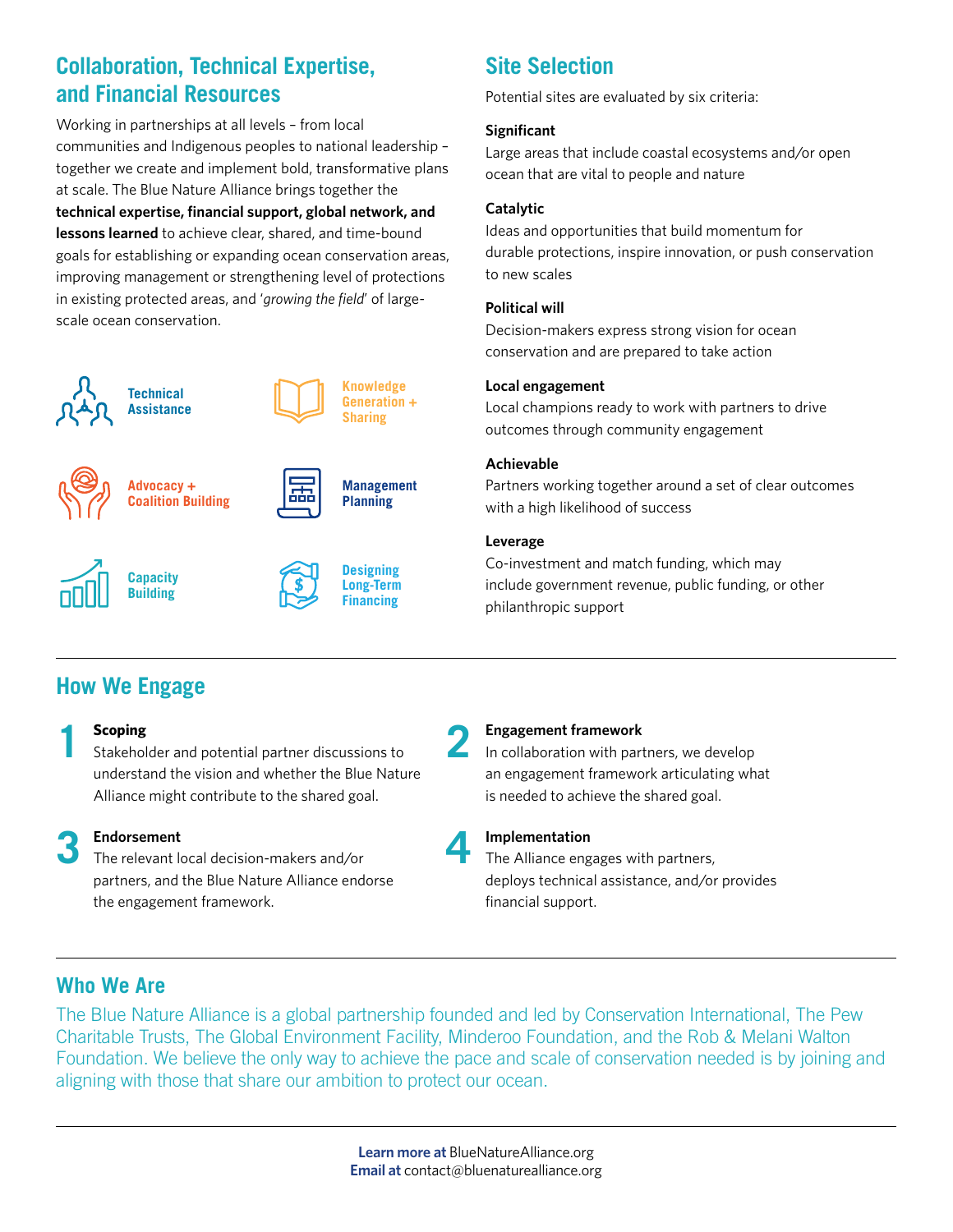## Collaboration, Technical Expertise, and Financial Resources

Working in partnerships at all levels – from local communities and Indigenous peoples to national leadership – together we create and implement bold, transformative plans at scale. The Blue Nature Alliance brings together the **technical expertise, financial support, global network, and lessons learned** to achieve clear, shared, and time-bound goals for establishing or expanding ocean conservation areas, improving management or strengthening level of protections in existing protected areas, and '*growing the field*' of large-scale ocean conservation.

- Technical Assistance
- Knowledge Generation + Sharing
- Advocacy + Coalition Building
- Management Planning
- Capacity Building
- Designing Long-Term Financing

## Site Selection

Potential sites are evaluated by six criteria:

**Significant**
Large areas that include coastal ecosystems and/or open ocean that are vital to people and nature

**Catalytic**
Ideas and opportunities that build momentum for durable protections, inspire innovation, or push conservation to new scales

**Political will**
Decision-makers express strong vision for ocean conservation and are prepared to take action

**Local engagement**
Local champions ready to work with partners to drive outcomes through community engagement

**Achievable**
Partners working together around a set of clear outcomes with a high likelihood of success

**Leverage**
Co-investment and match funding, which may include government revenue, public funding, or other philanthropic support

## How We Engage

1. **Scoping**
   Stakeholder and potential partner discussions to understand the vision and whether the Blue Nature Alliance might contribute to the shared goal.

2. **Engagement framework**
   In collaboration with partners, we develop an engagement framework articulating what is needed to achieve the shared goal.

3. **Endorsement**
   The relevant local decision-makers and/or partners, and the Blue Nature Alliance endorse the engagement framework.

4. **Implementation**
   The Alliance engages with partners, deploys technical assistance, and/or provides financial support.

## Who We Are

The Blue Nature Alliance is a global partnership founded and led by Conservation International, The Pew Charitable Trusts, The Global Environment Facility, Minderoo Foundation, and the Rob & Melani Walton Foundation. We believe the only way to achieve the pace and scale of conservation needed is by joining and aligning with those that share our ambition to protect our ocean.

**Learn more at** BlueNatureAlliance.org
**Email at** contact@bluenaturealliance.org